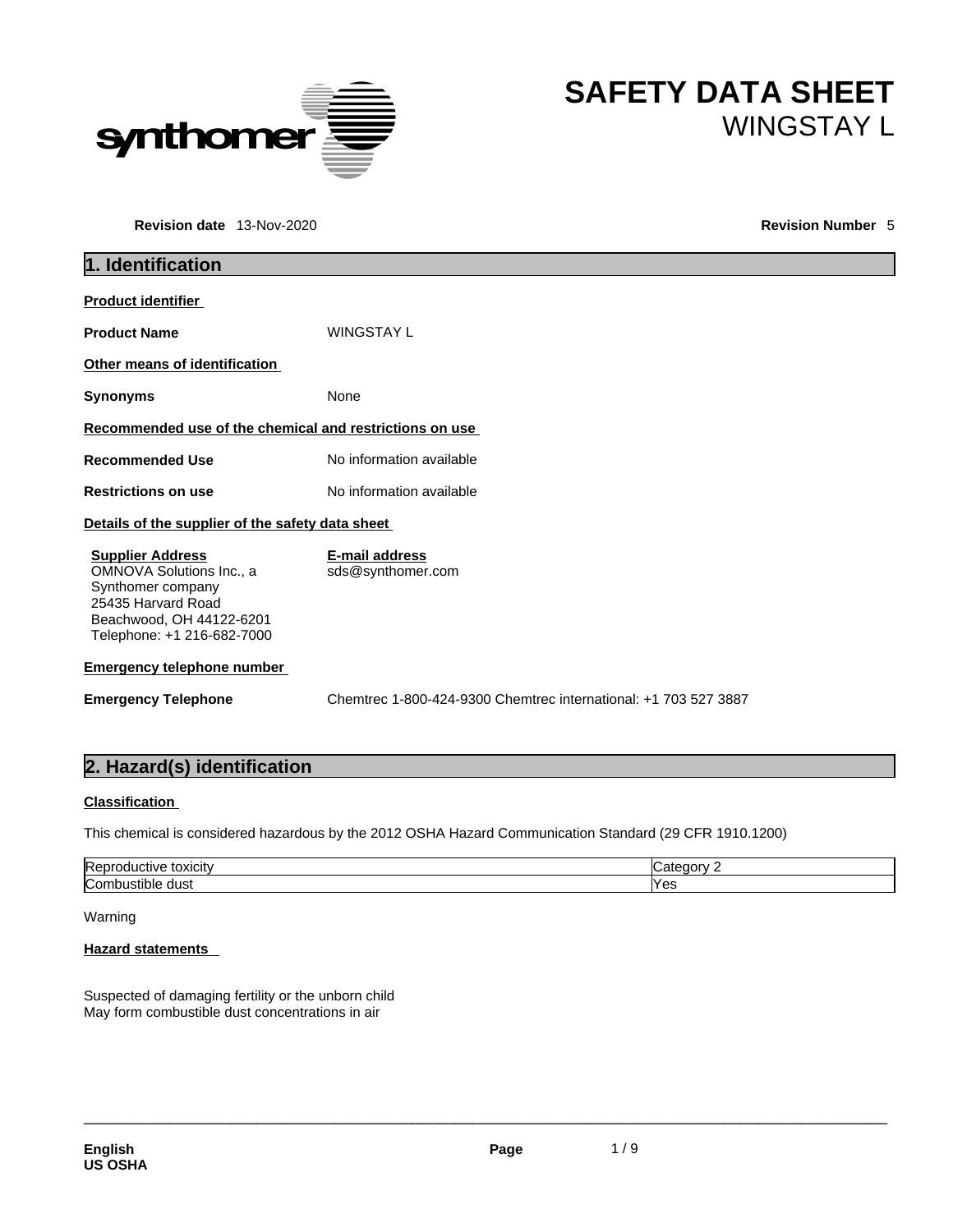# SAFETY DATA SHEET
## WINGSTAY L

**Revision date** 13-Nov-2020 **Revision Number** 5

## 1. Identification

**Product identifier**

**Product Name** WINGSTAY L

**Other means of identification**

**Synonyms** None

**Recommended use of the chemical and restrictions on use**

**Recommended Use** No information available

**Restrictions on use** No information available

**Details of the supplier of the safety data sheet**

**Supplier Address**
OMNOVA Solutions Inc., a Synthomer company
25435 Harvard Road
Beachwood, OH 44122-6201
Telephone: +1 216-682-7000

**E-mail address**
sds@synthomer.com

**Emergency telephone number**

**Emergency Telephone** Chemtrec 1-800-424-9300 Chemtrec international: +1 703 527 3887

## 2. Hazard(s) identification

**Classification**

This chemical is considered hazardous by the 2012 OSHA Hazard Communication Standard (29 CFR 1910.1200)

| | |
|---|---|
| Reproductive toxicity | Category 2 |
| Combustible dust | Yes |

Warning

**Hazard statements**

Suspected of damaging fertility or the unborn child
May form combustible dust concentrations in air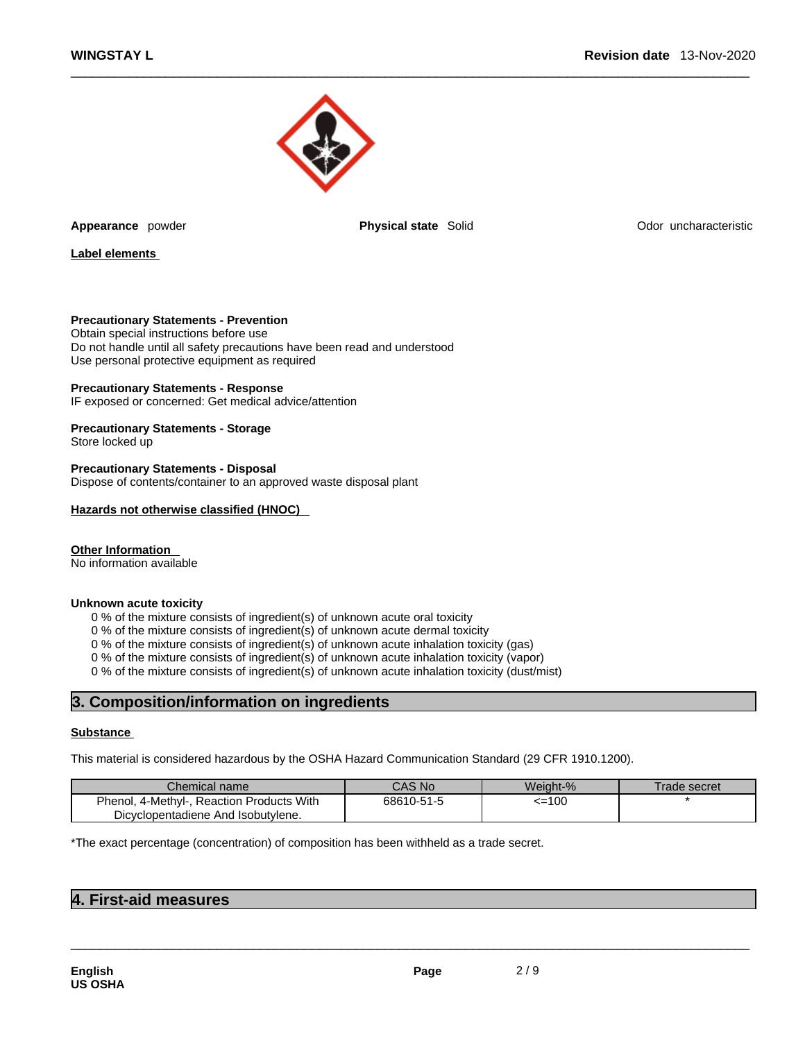**Appearance** powder **Physical state** Solid Odor uncharacteristic

**Label elements**

**Precautionary Statements - Prevention**
Obtain special instructions before use
Do not handle until all safety precautions have been read and understood
Use personal protective equipment as required

**Precautionary Statements - Response**
IF exposed or concerned: Get medical advice/attention

**Precautionary Statements - Storage**
Store locked up

**Precautionary Statements - Disposal**
Dispose of contents/container to an approved waste disposal plant

**Hazards not otherwise classified (HNOC)**

**Other Information**
No information available

**Unknown acute toxicity**

- 0 % of the mixture consists of ingredient(s) of unknown acute oral toxicity
- 0 % of the mixture consists of ingredient(s) of unknown acute dermal toxicity
- 0 % of the mixture consists of ingredient(s) of unknown acute inhalation toxicity (gas)
- 0 % of the mixture consists of ingredient(s) of unknown acute inhalation toxicity (vapor)
- 0 % of the mixture consists of ingredient(s) of unknown acute inhalation toxicity (dust/mist)

## 3. Composition/information on ingredients

**Substance**

This material is considered hazardous by the OSHA Hazard Communication Standard (29 CFR 1910.1200).

| Chemical name | CAS No | Weight-% | Trade secret |
|---|---|---|---|
| Phenol, 4-Methyl-, Reaction Products With Dicyclopentadiene And Isobutylene. | 68610-51-5 | <=100 | * |

*The exact percentage (concentration) of composition has been withheld as a trade secret.

## 4. First-aid measures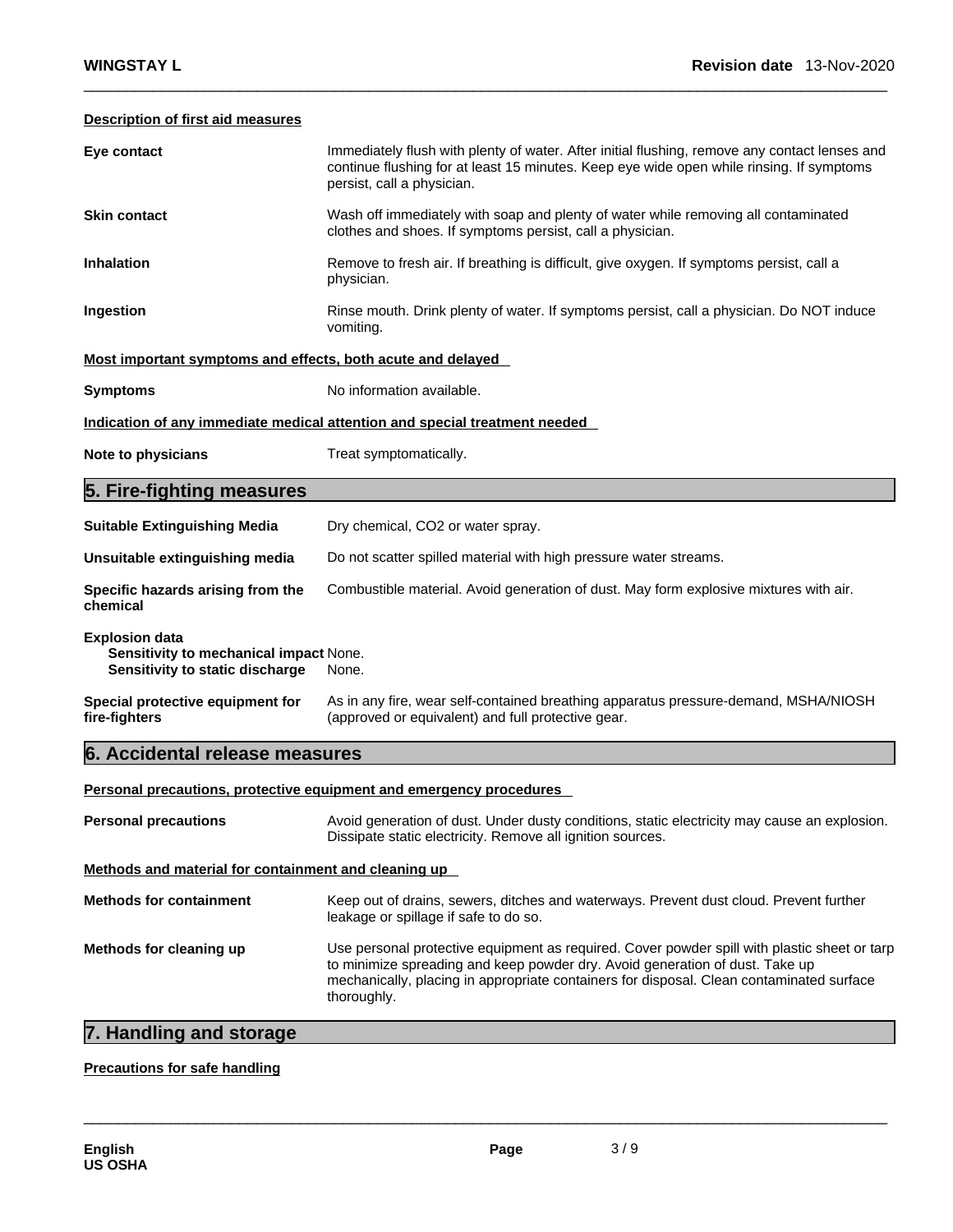**Description of first aid measures**

**Eye contact** Immediately flush with plenty of water. After initial flushing, remove any contact lenses and continue flushing for at least 15 minutes. Keep eye wide open while rinsing. If symptoms persist, call a physician.

**Skin contact** Wash off immediately with soap and plenty of water while removing all contaminated clothes and shoes. If symptoms persist, call a physician.

**Inhalation** Remove to fresh air. If breathing is difficult, give oxygen. If symptoms persist, call a physician.

**Ingestion** Rinse mouth. Drink plenty of water. If symptoms persist, call a physician. Do NOT induce vomiting.

**Most important symptoms and effects, both acute and delayed**

**Symptoms** No information available.

**Indication of any immediate medical attention and special treatment needed**

**Note to physicians** Treat symptomatically.

## 5. Fire-fighting measures

**Suitable Extinguishing Media** Dry chemical, $CO_2$ or water spray.

**Unsuitable extinguishing media** Do not scatter spilled material with high pressure water streams.

**Specific hazards arising from the chemical** Combustible material. Avoid generation of dust. May form explosive mixtures with air.

**Explosion data**
**Sensitivity to mechanical impact** None.
**Sensitivity to static discharge** None.

**Special protective equipment for fire-fighters** As in any fire, wear self-contained breathing apparatus pressure-demand, MSHA/NIOSH (approved or equivalent) and full protective gear.

## 6. Accidental release measures

**Personal precautions, protective equipment and emergency procedures**

**Personal precautions** Avoid generation of dust. Under dusty conditions, static electricity may cause an explosion. Dissipate static electricity. Remove all ignition sources.

**Methods and material for containment and cleaning up**

**Methods for containment** Keep out of drains, sewers, ditches and waterways. Prevent dust cloud. Prevent further leakage or spillage if safe to do so.

**Methods for cleaning up** Use personal protective equipment as required. Cover powder spill with plastic sheet or tarp to minimize spreading and keep powder dry. Avoid generation of dust. Take up mechanically, placing in appropriate containers for disposal. Clean contaminated surface thoroughly.

## 7. Handling and storage

**Precautions for safe handling**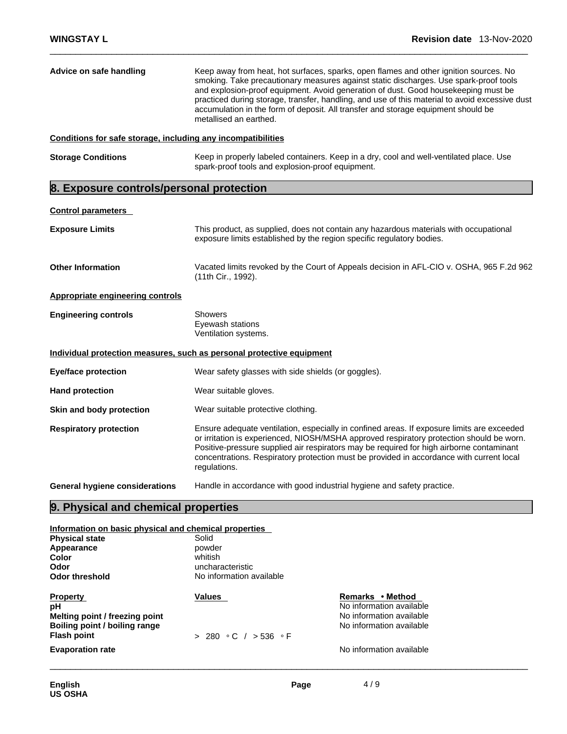| | |
|---|---|
| **Advice on safe handling** | Keep away from heat, hot surfaces, sparks, open flames and other ignition sources. No smoking. Take precautionary measures against static discharges. Use spark-proof tools and explosion-proof equipment. Avoid generation of dust. Good housekeeping must be practiced during storage, transfer, handling, and use of this material to avoid excessive dust accumulation in the form of deposit. All transfer and storage equipment should be metallised an earthed. |

**Conditions for safe storage, including any incompatibilities**

| | |
|---|---|
| **Storage Conditions** | Keep in properly labeled containers. Keep in a dry, cool and well-ventilated place. Use spark-proof tools and explosion-proof equipment. |

## 8. Exposure controls/personal protection

**Control parameters**

| | |
|---|---|
| **Exposure Limits** | This product, as supplied, does not contain any hazardous materials with occupational exposure limits established by the region specific regulatory bodies. |
| **Other Information** | Vacated limits revoked by the Court of Appeals decision in AFL-CIO v. OSHA, 965 F.2d 962 (11th Cir., 1992). |

**Appropriate engineering controls**

| | |
|---|---|
| **Engineering controls** | Showers<br>Eyewash stations<br>Ventilation systems. |

**Individual protection measures, such as personal protective equipment**

| | |
|---|---|
| **Eye/face protection** | Wear safety glasses with side shields (or goggles). |
| **Hand protection** | Wear suitable gloves. |
| **Skin and body protection** | Wear suitable protective clothing. |
| **Respiratory protection** | Ensure adequate ventilation, especially in confined areas. If exposure limits are exceeded or irritation is experienced, NIOSH/MSHA approved respiratory protection should be worn. Positive-pressure supplied air respirators may be required for high airborne contaminant concentrations. Respiratory protection must be provided in accordance with current local regulations. |
| **General hygiene considerations** | Handle in accordance with good industrial hygiene and safety practice. |

## 9. Physical and chemical properties

**Information on basic physical and chemical properties**

| | |
|---|---|
| **Physical state** | Solid |
| **Appearance** | powder |
| **Color** | whitish |
| **Odor** | uncharacteristic |
| **Odor threshold** | No information available |

| Property | Values | Remarks • Method |
|---|---|---|
| **pH** | | No information available |
| **Melting point / freezing point** | | No information available |
| **Boiling point / boiling range** | | No information available |
| **Flash point** | > 280 °C / > 536 °F | |
| **Evaporation rate** | | No information available |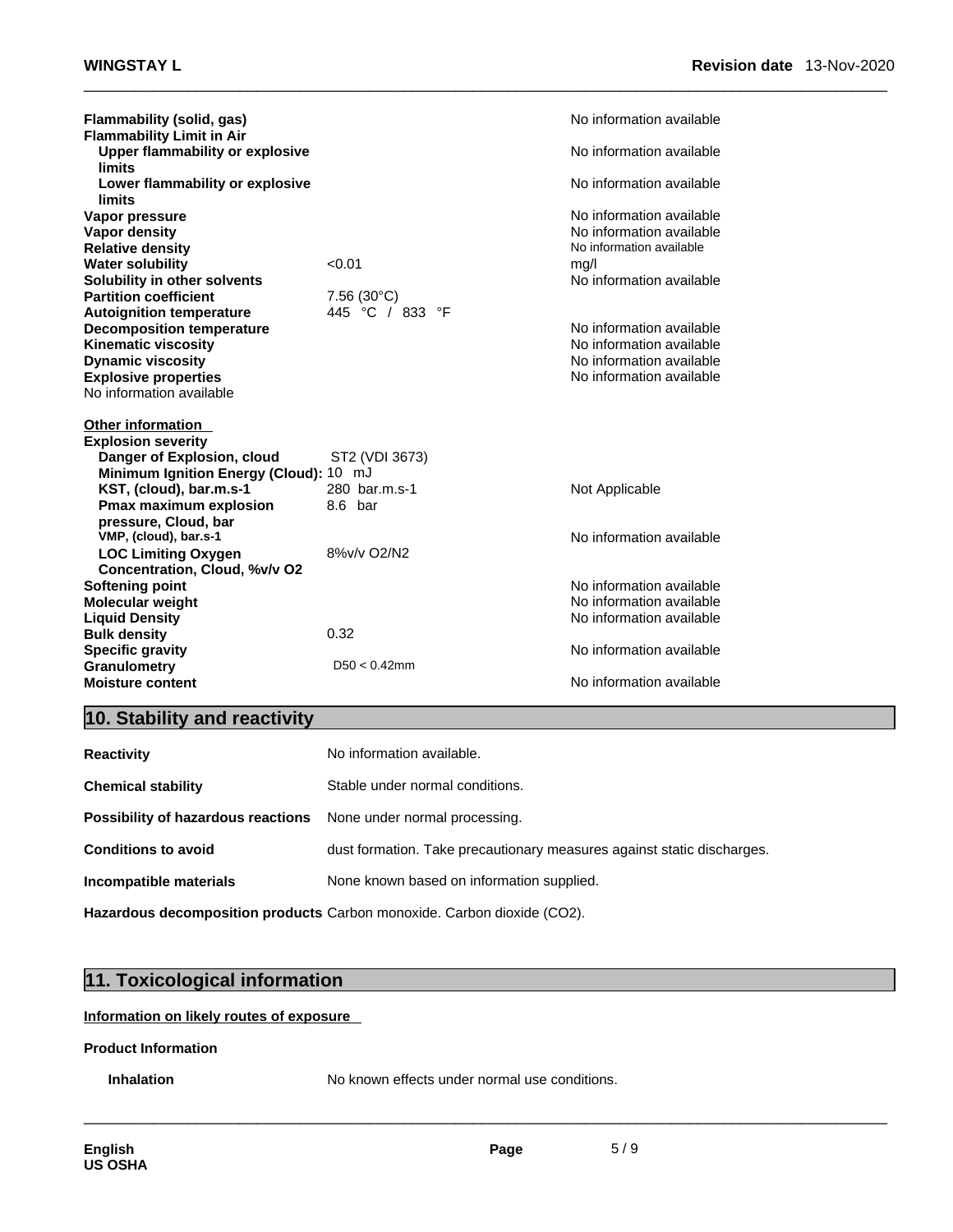| Property | Values | Remarks |
|---|---|---|
| **Flammability (solid, gas)** | | No information available |
| **Flammability Limit in Air** | | |
| **Upper flammability or explosive limits** | | No information available |
| **Lower flammability or explosive limits** | | No information available |
| **Vapor pressure** | | No information available |
| **Vapor density** | | No information available |
| **Relative density** | | No information available |
| **Water solubility** | <0.01 | mg/l |
| **Solubility in other solvents** | | No information available |
| **Partition coefficient** | 7.56 (30°C) | |
| **Autoignition temperature** | 445 °C / 833 °F | |
| **Decomposition temperature** | | No information available |
| **Kinematic viscosity** | | No information available |
| **Dynamic viscosity** | | No information available |
| **Explosive properties** | | No information available |

No information available

**Other information**

| Property | Values | Remarks |
|---|---|---|
| **Explosion severity** | | |
| **Danger of Explosion, cloud** | ST2 (VDI 3673) | |
| **Minimum Ignition Energy (Cloud):** | 10 mJ | |
| **KST, (cloud), bar.m.s-1** | 280 bar.m.s-1 | Not Applicable |
| **Pmax maximum explosion pressure, Cloud, bar** | 8.6 bar | |
| **VMP, (cloud), bar.s-1** | | No information available |
| **LOC Limiting Oxygen Concentration, Cloud, %v/v O2** | 8%v/v O2/N2 | |
| **Softening point** | | No information available |
| **Molecular weight** | | No information available |
| **Liquid Density** | | No information available |
| **Bulk density** | 0.32 | |
| **Specific gravity** | | No information available |
| **Granulometry** | D50 < 0.42mm | |
| **Moisture content** | | No information available |

## 10. Stability and reactivity

**Reactivity** No information available.

**Chemical stability** Stable under normal conditions.

**Possibility of hazardous reactions** None under normal processing.

**Conditions to avoid** dust formation. Take precautionary measures against static discharges.

**Incompatible materials** None known based on information supplied.

**Hazardous decomposition products** Carbon monoxide. Carbon dioxide ($CO_2$).

## 11. Toxicological information

**Information on likely routes of exposure**

**Product Information**

**Inhalation** No known effects under normal use conditions.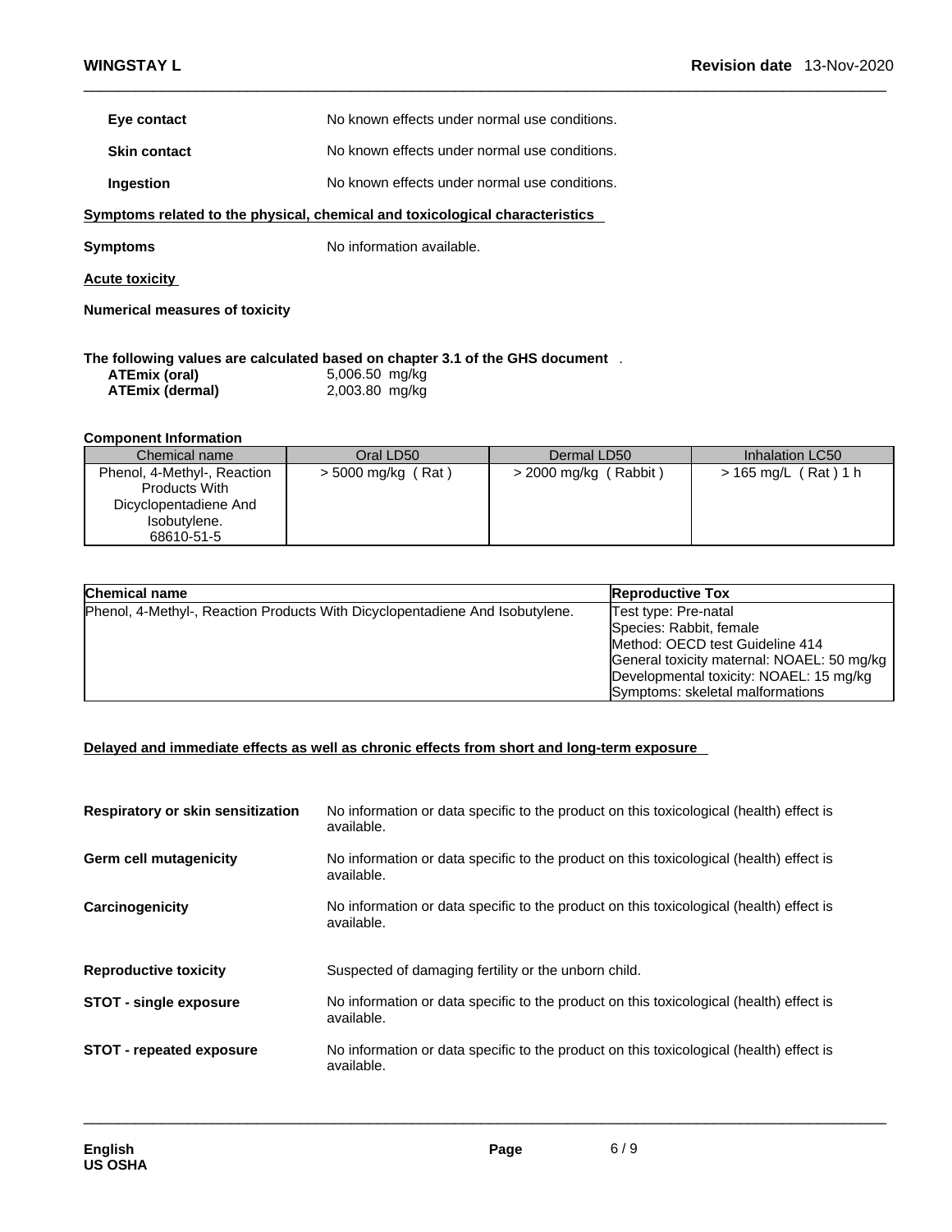**Eye contact** No known effects under normal use conditions.

**Skin contact** No known effects under normal use conditions.

**Ingestion** No known effects under normal use conditions.

**Symptoms related to the physical, chemical and toxicological characteristics**

**Symptoms** No information available.

**Acute toxicity**

**Numerical measures of toxicity**

**The following values are calculated based on chapter 3.1 of the GHS document** .

**ATEmix (oral)** 5,006.50 mg/kg
**ATEmix (dermal)** 2,003.80 mg/kg

**Component Information**

| Chemical name | Oral LD50 | Dermal LD50 | Inhalation LC50 |
|---|---|---|---|
| Phenol, 4-Methyl-, Reaction Products With Dicyclopentadiene And Isobutylene. 68610-51-5 | > 5000 mg/kg ( Rat ) | > 2000 mg/kg ( Rabbit ) | > 165 mg/L ( Rat ) 1 h |

| Chemical name | Reproductive Tox |
|---|---|
| Phenol, 4-Methyl-, Reaction Products With Dicyclopentadiene And Isobutylene. | Test type: Pre-natal<br>Species: Rabbit, female<br>Method: OECD test Guideline 414<br>General toxicity maternal: NOAEL: 50 mg/kg<br>Developmental toxicity: NOAEL: 15 mg/kg<br>Symptoms: skeletal malformations |

**Delayed and immediate effects as well as chronic effects from short and long-term exposure**

**Respiratory or skin sensitization** No information or data specific to the product on this toxicological (health) effect is available.

**Germ cell mutagenicity** No information or data specific to the product on this toxicological (health) effect is available.

**Carcinogenicity** No information or data specific to the product on this toxicological (health) effect is available.

**Reproductive toxicity** Suspected of damaging fertility or the unborn child.

**STOT - single exposure** No information or data specific to the product on this toxicological (health) effect is available.

**STOT - repeated exposure** No information or data specific to the product on this toxicological (health) effect is available.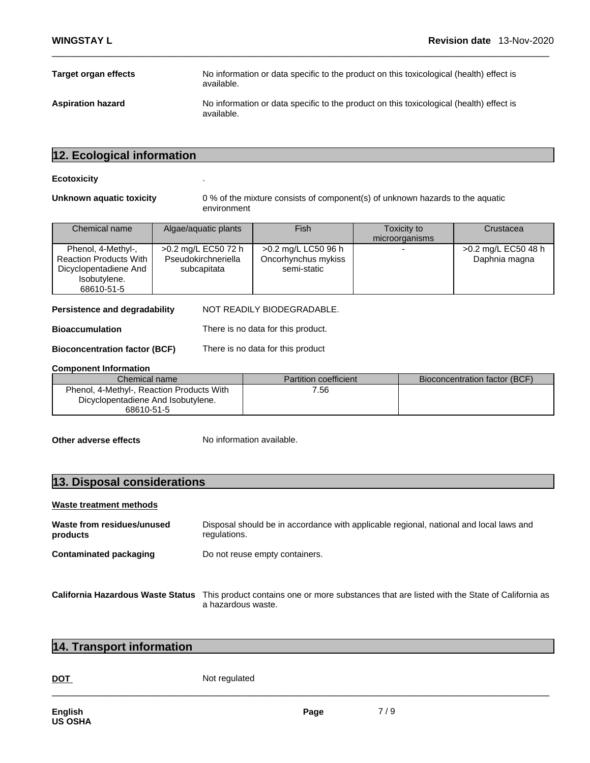**Target organ effects** No information or data specific to the product on this toxicological (health) effect is available.

**Aspiration hazard** No information or data specific to the product on this toxicological (health) effect is available.

## 12. Ecological information

**Ecotoxicity** .

**Unknown aquatic toxicity** 0 % of the mixture consists of component(s) of unknown hazards to the aquatic environment

| Chemical name | Algae/aquatic plants | Fish | Toxicity to microorganisms | Crustacea |
|---|---|---|---|---|
| Phenol, 4-Methyl-, Reaction Products With Dicyclopentadiene And Isobutylene. 68610-51-5 | >0.2 mg/L EC50 72 h Pseudokirchneriella subcapitata | >0.2 mg/L LC50 96 h Oncorhynchus mykiss semi-static | - | >0.2 mg/L EC50 48 h Daphnia magna |

**Persistence and degradability** NOT READILY BIODEGRADABLE.

**Bioaccumulation** There is no data for this product.

**Bioconcentration factor (BCF)** There is no data for this product

**Component Information**

| Chemical name | Partition coefficient | Bioconcentration factor (BCF) |
|---|---|---|
| Phenol, 4-Methyl-, Reaction Products With Dicyclopentadiene And Isobutylene. 68610-51-5 | 7.56 | |

**Other adverse effects** No information available.

## 13. Disposal considerations

**Waste treatment methods**

**Waste from residues/unused products** Disposal should be in accordance with applicable regional, national and local laws and regulations.

**Contaminated packaging** Do not reuse empty containers.

**California Hazardous Waste Status** This product contains one or more substances that are listed with the State of California as a hazardous waste.

## 14. Transport information

**DOT** Not regulated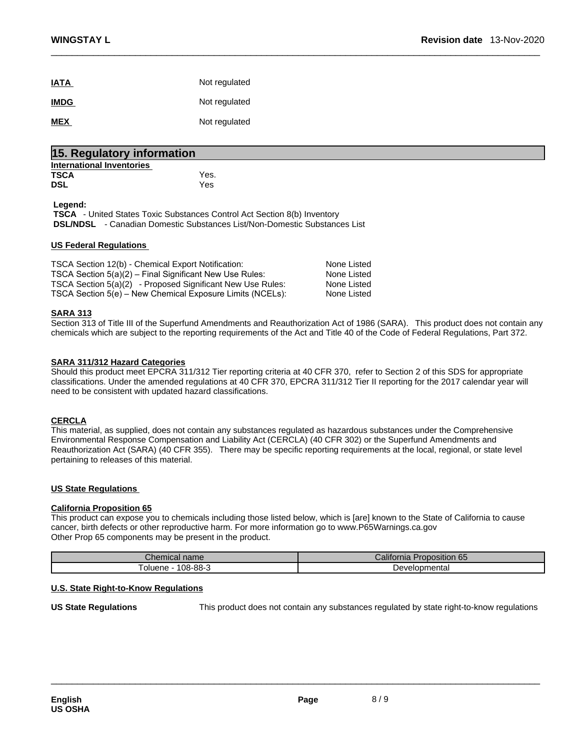**IATA** Not regulated

**IMDG** Not regulated

**MEX** Not regulated

## 15. Regulatory information

**International Inventories**

| | |
|---|---|
| **TSCA** | Yes. |
| **DSL** | Yes |

**Legend:**
**TSCA** - United States Toxic Substances Control Act Section 8(b) Inventory
**DSL/NDSL** - Canadian Domestic Substances List/Non-Domestic Substances List

### US Federal Regulations

| | |
|---|---|
| TSCA Section 12(b) - Chemical Export Notification: | None Listed |
| TSCA Section 5(a)(2) – Final Significant New Use Rules: | None Listed |
| TSCA Section 5(a)(2) - Proposed Significant New Use Rules: | None Listed |
| TSCA Section 5(e) – New Chemical Exposure Limits (NCELs): | None Listed |

### SARA 313

Section 313 of Title III of the Superfund Amendments and Reauthorization Act of 1986 (SARA). This product does not contain any chemicals which are subject to the reporting requirements of the Act and Title 40 of the Code of Federal Regulations, Part 372.

### SARA 311/312 Hazard Categories

Should this product meet EPCRA 311/312 Tier reporting criteria at 40 CFR 370, refer to Section 2 of this SDS for appropriate classifications. Under the amended regulations at 40 CFR 370, EPCRA 311/312 Tier II reporting for the 2017 calendar year will need to be consistent with updated hazard classifications.

### CERCLA

This material, as supplied, does not contain any substances regulated as hazardous substances under the Comprehensive Environmental Response Compensation and Liability Act (CERCLA) (40 CFR 302) or the Superfund Amendments and Reauthorization Act (SARA) (40 CFR 355). There may be specific reporting requirements at the local, regional, or state level pertaining to releases of this material.

### US State Regulations

### California Proposition 65

This product can expose you to chemicals including those listed below, which is [are] known to the State of California to cause cancer, birth defects or other reproductive harm. For more information go to www.P65Warnings.ca.gov
Other Prop 65 components may be present in the product.

| Chemical name | California Proposition 65 |
|---|---|
| Toluene - 108-88-3 | Developmental |

### U.S. State Right-to-Know Regulations

**US State Regulations** This product does not contain any substances regulated by state right-to-know regulations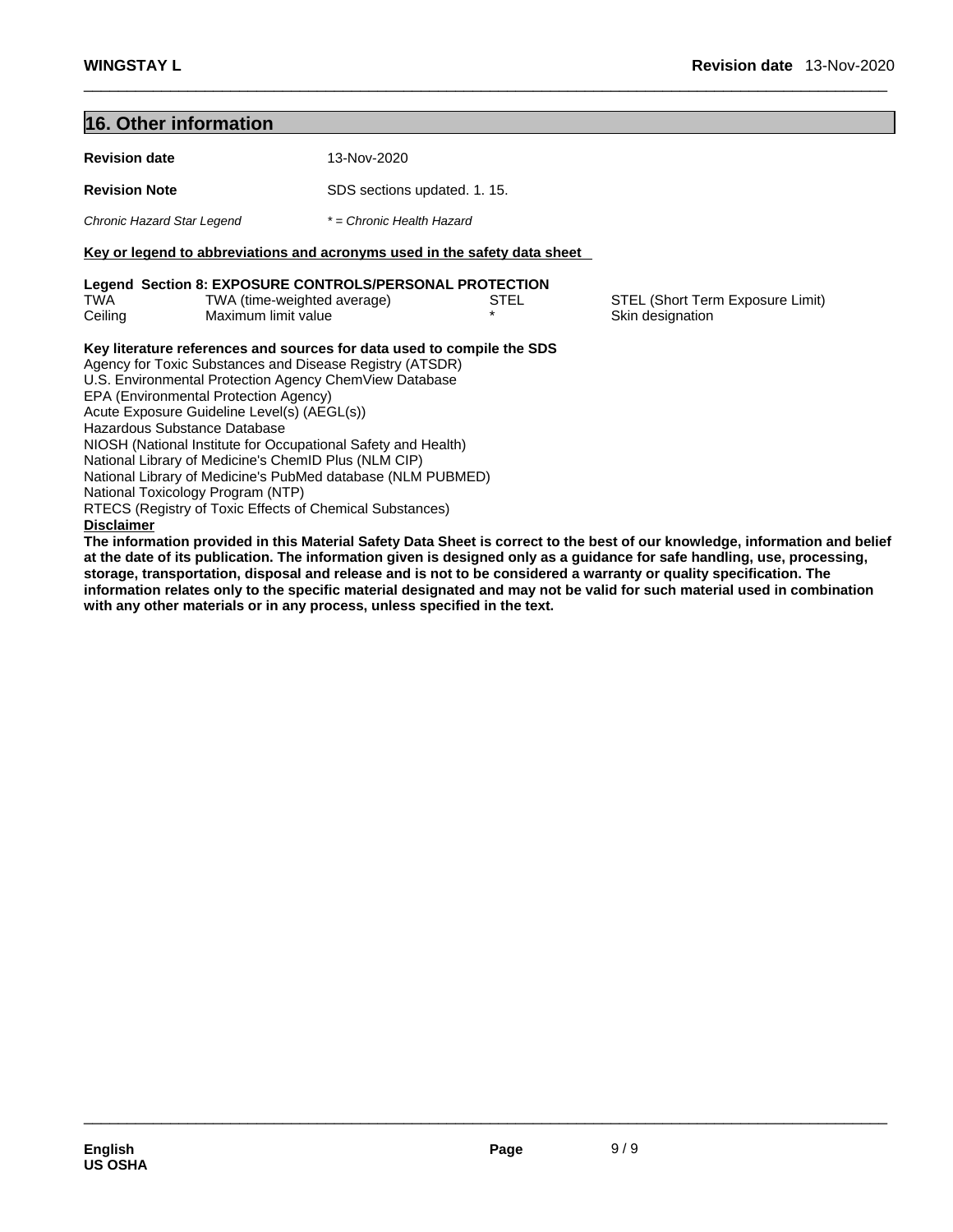## 16. Other information

| | |
|---|---|
| **Revision date** | 13-Nov-2020 |
| **Revision Note** | SDS sections updated. 1. 15. |
| *Chronic Hazard Star Legend* | ** = Chronic Health Hazard* |

**Key or legend to abbreviations and acronyms used in the safety data sheet**

**Legend Section 8: EXPOSURE CONTROLS/PERSONAL PROTECTION**

| | | | |
|---|---|---|---|
| TWA | TWA (time-weighted average) | STEL | STEL (Short Term Exposure Limit) |
| Ceiling | Maximum limit value | * | Skin designation |

**Key literature references and sources for data used to compile the SDS**

Agency for Toxic Substances and Disease Registry (ATSDR)
U.S. Environmental Protection Agency ChemView Database
EPA (Environmental Protection Agency)
Acute Exposure Guideline Level(s) (AEGL(s))
Hazardous Substance Database
NIOSH (National Institute for Occupational Safety and Health)
National Library of Medicine's ChemID Plus (NLM CIP)
National Library of Medicine's PubMed database (NLM PUBMED)
National Toxicology Program (NTP)
RTECS (Registry of Toxic Effects of Chemical Substances)

**Disclaimer**

**The information provided in this Material Safety Data Sheet is correct to the best of our knowledge, information and belief at the date of its publication. The information given is designed only as a guidance for safe handling, use, processing, storage, transportation, disposal and release and is not to be considered a warranty or quality specification. The information relates only to the specific material designated and may not be valid for such material used in combination with any other materials or in any process, unless specified in the text.**